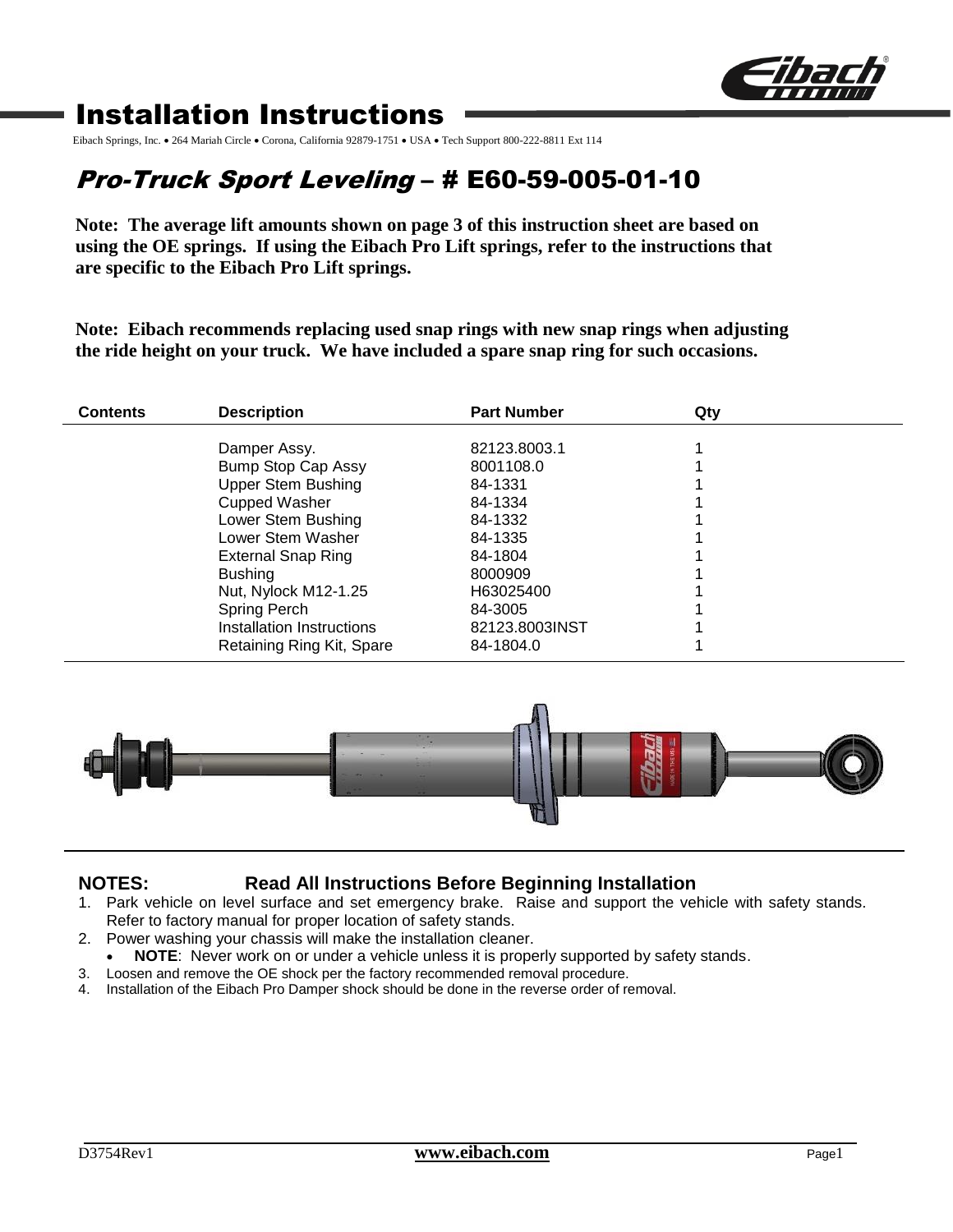# Installation Instructions

Eibach Springs, Inc. • 264 Mariah Circle • Corona, California 92879-1751 • USA • Tech Support 800-222-8811 Ext 114

## *Pro-Truck Sport Leveling* – # E60-59-005-01-10

**Note: The average lift amounts shown on page 3 of this instruction sheet are based on using the OE springs. If using the Eibach Pro Lift springs, refer to the instructions that are specific to the Eibach Pro Lift springs.**

**Note: Eibach recommends replacing used snap rings with new snap rings when adjusting the ride height on your truck. We have included a spare snap ring for such occasions.**

| Contents | Description | Part Number | Qty |
|---|---|---|---|
| | Damper Assy. | 82123.8003.1 | 1 |
| | Bump Stop Cap Assy | 8001108.0 | 1 |
| | Upper Stem Bushing | 84-1331 | 1 |
| | Cupped Washer | 84-1334 | 1 |
| | Lower Stem Bushing | 84-1332 | 1 |
| | Lower Stem Washer | 84-1335 | 1 |
| | External Snap Ring | 84-1804 | 1 |
| | Bushing | 8000909 | 1 |
| | Nut, Nylock M12-1.25 | H63025400 | 1 |
| | Spring Perch | 84-3005 | 1 |
| | Installation Instructions | 82123.8003INST | 1 |
| | Retaining Ring Kit, Spare | 84-1804.0 | 1 |

**NOTES: Read All Instructions Before Beginning Installation**

1. Park vehicle on level surface and set emergency brake. Raise and support the vehicle with safety stands. Refer to factory manual for proper location of safety stands.
2. Power washing your chassis will make the installation cleaner.
   - **NOTE**: Never work on or under a vehicle unless it is properly supported by safety stands.
3. Loosen and remove the OE shock per the factory recommended removal procedure.
4. Installation of the Eibach Pro Damper shock should be done in the reverse order of removal.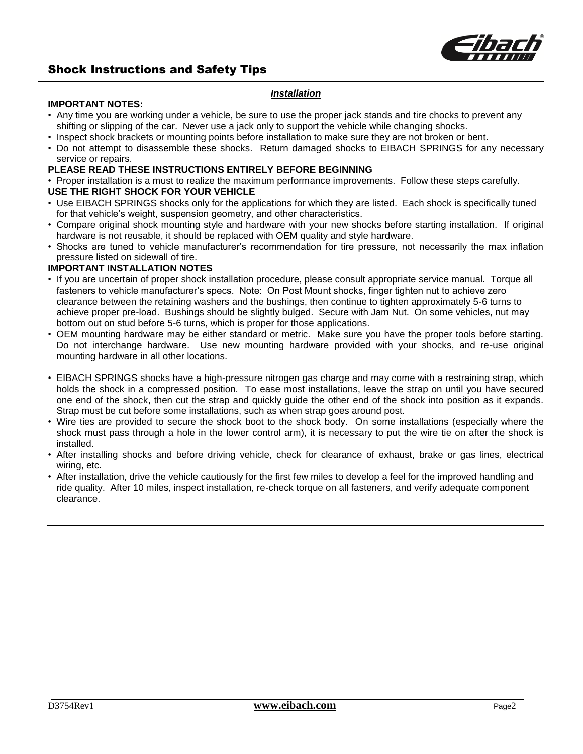# Shock Instructions and Safety Tips

### *Installation*

**IMPORTANT NOTES:**

- Any time you are working under a vehicle, be sure to use the proper jack stands and tire chocks to prevent any shifting or slipping of the car. Never use a jack only to support the vehicle while changing shocks.
- Inspect shock brackets or mounting points before installation to make sure they are not broken or bent.
- Do not attempt to disassemble these shocks. Return damaged shocks to EIBACH SPRINGS for any necessary service or repairs.

**PLEASE READ THESE INSTRUCTIONS ENTIRELY BEFORE BEGINNING**

- Proper installation is a must to realize the maximum performance improvements. Follow these steps carefully.

**USE THE RIGHT SHOCK FOR YOUR VEHICLE**

- Use EIBACH SPRINGS shocks only for the applications for which they are listed. Each shock is specifically tuned for that vehicle's weight, suspension geometry, and other characteristics.
- Compare original shock mounting style and hardware with your new shocks before starting installation. If original hardware is not reusable, it should be replaced with OEM quality and style hardware.
- Shocks are tuned to vehicle manufacturer's recommendation for tire pressure, not necessarily the max inflation pressure listed on sidewall of tire.

**IMPORTANT INSTALLATION NOTES**

- If you are uncertain of proper shock installation procedure, please consult appropriate service manual. Torque all fasteners to vehicle manufacturer's specs. Note: On Post Mount shocks, finger tighten nut to achieve zero clearance between the retaining washers and the bushings, then continue to tighten approximately 5-6 turns to achieve proper pre-load. Bushings should be slightly bulged. Secure with Jam Nut. On some vehicles, nut may bottom out on stud before 5-6 turns, which is proper for those applications.
- OEM mounting hardware may be either standard or metric. Make sure you have the proper tools before starting. Do not interchange hardware. Use new mounting hardware provided with your shocks, and re-use original mounting hardware in all other locations.
- EIBACH SPRINGS shocks have a high-pressure nitrogen gas charge and may come with a restraining strap, which holds the shock in a compressed position. To ease most installations, leave the strap on until you have secured one end of the shock, then cut the strap and quickly guide the other end of the shock into position as it expands. Strap must be cut before some installations, such as when strap goes around post.
- Wire ties are provided to secure the shock boot to the shock body. On some installations (especially where the shock must pass through a hole in the lower control arm), it is necessary to put the wire tie on after the shock is installed.
- After installing shocks and before driving vehicle, check for clearance of exhaust, brake or gas lines, electrical wiring, etc.
- After installation, drive the vehicle cautiously for the first few miles to develop a feel for the improved handling and ride quality. After 10 miles, inspect installation, re-check torque on all fasteners, and verify adequate component clearance.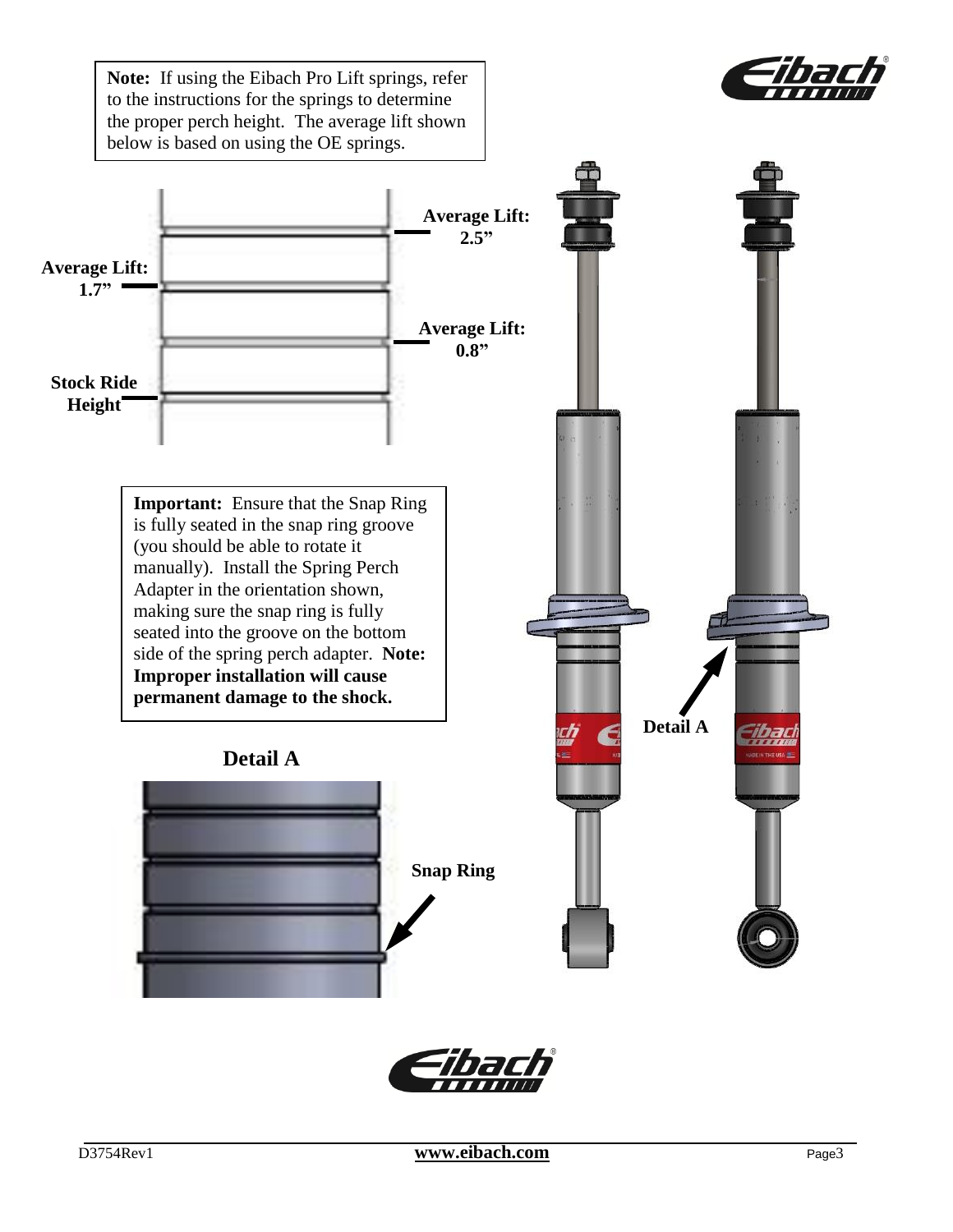**Note:** If using the Eibach Pro Lift springs, refer to the instructions for the springs to determine the proper perch height. The average lift shown below is based on using the OE springs.

**Average Lift: 2.5"**

**Average Lift: 1.7"**

**Average Lift: 0.8"**

**Stock Ride Height**

**Important:** Ensure that the Snap Ring is fully seated in the snap ring groove (you should be able to rotate it manually). Install the Spring Perch Adapter in the orientation shown, making sure the snap ring is fully seated into the groove on the bottom side of the spring perch adapter. **Note: Improper installation will cause permanent damage to the shock.**

**Detail A**

**Detail A**

**Snap Ring**